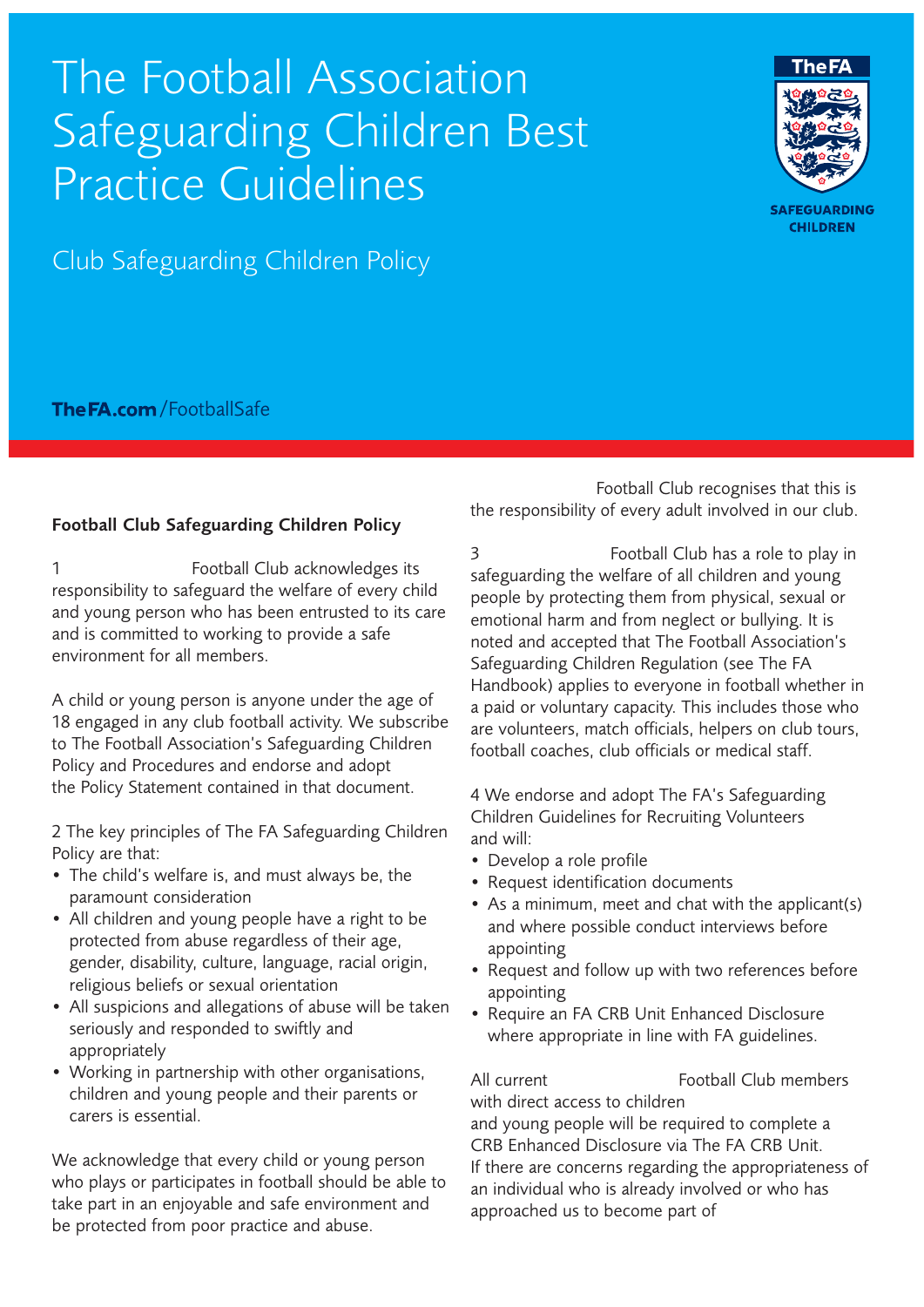# The Football Association Safeguarding Children Best Practice Guidelines

Club Safeguarding Children Policy

TheFA.com/FootballSafe

**Football Club Safeguarding Children Policy**

1 Football Club acknowledges its responsibility to safeguard the welfare of every child and young person who has been entrusted to its care and is committed to working to provide a safe environment for all members.

A child or young person is anyone under the age of 18 engaged in any club football activity. We subscribe to The Football Association's Safeguarding Children Policy and Procedures and endorse and adopt the Policy Statement contained in that document.

2 The key principles of The FA Safeguarding Children Policy are that:

- The child's welfare is, and must always be, the paramount consideration
- All children and young people have a right to be protected from abuse regardless of their age, gender, disability, culture, language, racial origin, religious beliefs or sexual orientation
- All suspicions and allegations of abuse will be taken seriously and responded to swiftly and appropriately
- Working in partnership with other organisations, children and young people and their parents or carers is essential.

We acknowledge that every child or young person who plays or participates in football should be able to take part in an enjoyable and safe environment and be protected from poor practice and abuse. Football Club recognises that this is the responsibility of every adult involved in our club.

3 Football Club has a role to play in safeguarding the welfare of all children and young people by protecting them from physical, sexual or emotional harm and from neglect or bullying. It is noted and accepted that The Football Association's Safeguarding Children Regulation (see The FA Handbook) applies to everyone in football whether in a paid or voluntary capacity. This includes those who are volunteers, match officials, helpers on club tours, football coaches, club officials or medical staff.

4 We endorse and adopt The FA's Safeguarding Children Guidelines for Recruiting Volunteers and will:

- Develop a role profile
- Request identification documents
- As a minimum, meet and chat with the applicant(s) and where possible conduct interviews before appointing
- Request and follow up with two references before appointing
- Require an FA CRB Unit Enhanced Disclosure where appropriate in line with FA guidelines.

All current Football Club members with direct access to children and young people will be required to complete a CRB Enhanced Disclosure via The FA CRB Unit. If there are concerns regarding the appropriateness of an individual who is already involved or who has approached us to become part of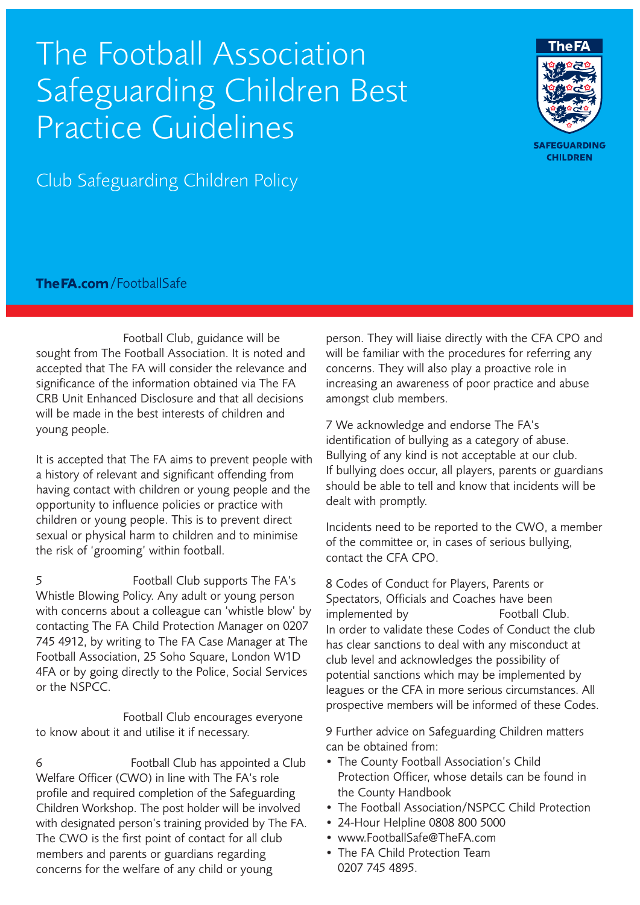# The Football Association Safeguarding Children Best Practice Guidelines

## Club Safeguarding Children Policy

TheFA.com/FootballSafe

Football Club, guidance will be sought from The Football Association. It is noted and accepted that The FA will consider the relevance and significance of the information obtained via The FA CRB Unit Enhanced Disclosure and that all decisions will be made in the best interests of children and young people.

It is accepted that The FA aims to prevent people with a history of relevant and significant offending from having contact with children or young people and the opportunity to influence policies or practice with children or young people. This is to prevent direct sexual or physical harm to children and to minimise the risk of 'grooming' within football.

5 Football Club supports The FA's Whistle Blowing Policy. Any adult or young person with concerns about a colleague can 'whistle blow' by contacting The FA Child Protection Manager on 0207 745 4912, by writing to The FA Case Manager at The Football Association, 25 Soho Square, London W1D 4FA or by going directly to the Police, Social Services or the NSPCC.

Football Club encourages everyone to know about it and utilise it if necessary.

6 Football Club has appointed a Club Welfare Officer (CWO) in line with The FA's role profile and required completion of the Safeguarding Children Workshop. The post holder will be involved with designated person's training provided by The FA. The CWO is the first point of contact for all club members and parents or guardians regarding concerns for the welfare of any child or young person. They will liaise directly with the CFA CPO and will be familiar with the procedures for referring any concerns. They will also play a proactive role in increasing an awareness of poor practice and abuse amongst club members.

7 We acknowledge and endorse The FA's identification of bullying as a category of abuse. Bullying of any kind is not acceptable at our club. If bullying does occur, all players, parents or guardians should be able to tell and know that incidents will be dealt with promptly.

Incidents need to be reported to the CWO, a member of the committee or, in cases of serious bullying, contact the CFA CPO.

8 Codes of Conduct for Players, Parents or Spectators, Officials and Coaches have been implemented by Football Club. In order to validate these Codes of Conduct the club has clear sanctions to deal with any misconduct at club level and acknowledges the possibility of potential sanctions which may be implemented by leagues or the CFA in more serious circumstances. All prospective members will be informed of these Codes.

9 Further advice on Safeguarding Children matters can be obtained from:

- The County Football Association's Child Protection Officer, whose details can be found in the County Handbook
- The Football Association/NSPCC Child Protection
- 24-Hour Helpline 0808 800 5000
- www.FootballSafe@TheFA.com
- The FA Child Protection Team 0207 745 4895.